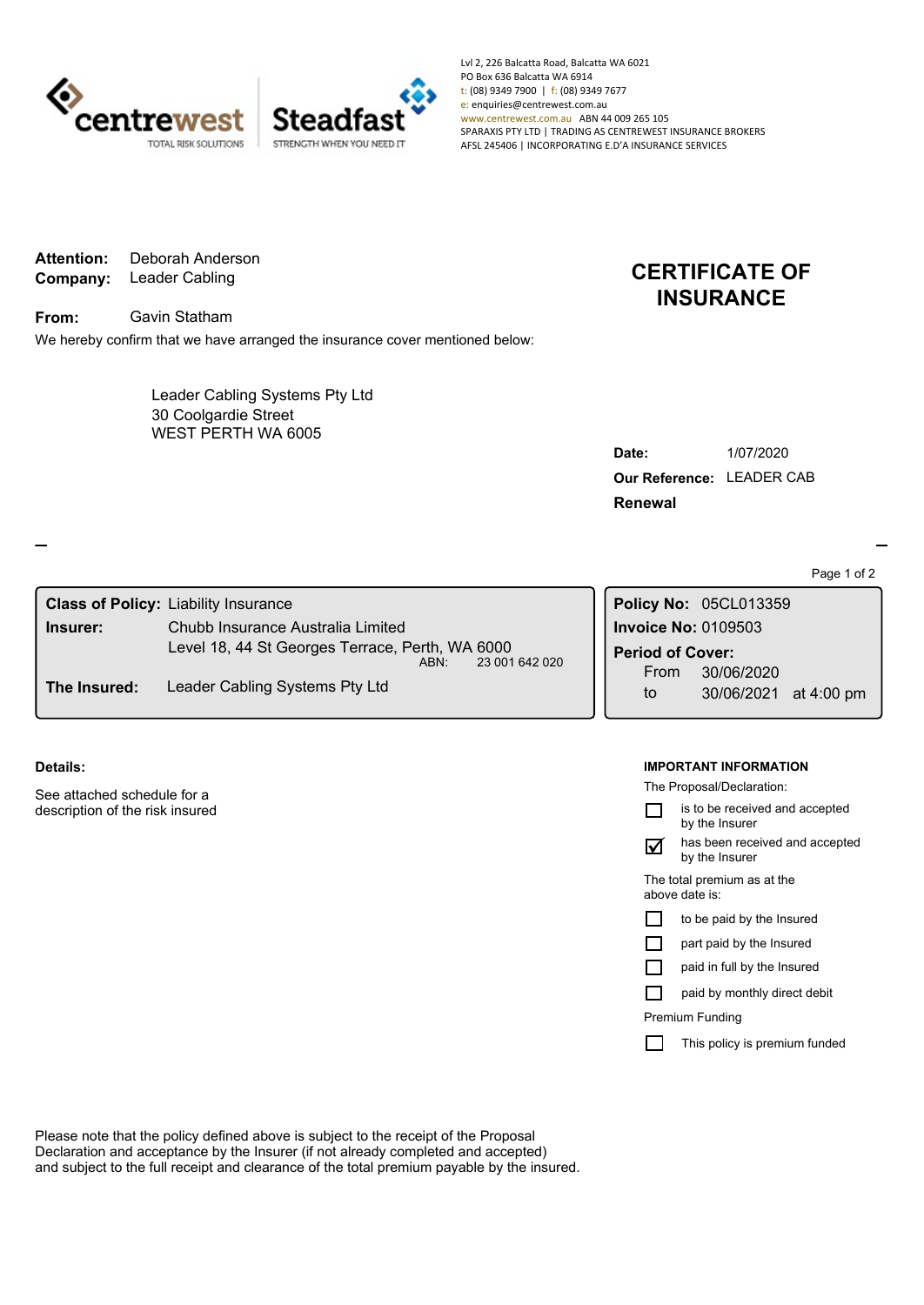centrewest
TOTAL RISK SOLUTIONS

Steadfast
STRENGTH WHEN YOU NEED IT

Lvl 2, 226 Balcatta Road, Balcatta WA 6021
PO Box 636 Balcatta WA 6914
t: (08) 9349 7900 | f: (08) 9349 7677
e: enquiries@centrewest.com.au
www.centrewest.com.au ABN 44 009 265 105
SPARAXIS PTY LTD | TRADING AS CENTREWEST INSURANCE BROKERS
AFSL 245406 | INCORPORATING E.D'A INSURANCE SERVICES

**Attention:** Deborah Anderson
**Company:** Leader Cabling

**From:** Gavin Statham

We hereby confirm that we have arranged the insurance cover mentioned below:

# CERTIFICATE OF INSURANCE

Leader Cabling Systems Pty Ltd
30 Coolgardie Street
WEST PERTH WA 6005

**Date:** 1/07/2020
**Our Reference:** LEADER CAB
**Renewal**

**Class of Policy:** Liability Insurance
**Insurer:** Chubb Insurance Australia Limited
Level 18, 44 St Georges Terrace, Perth, WA 6000
ABN: 23 001 642 020
**The Insured:** Leader Cabling Systems Pty Ltd

**Policy No:** 05CL013359
**Invoice No:** 0109503
**Period of Cover:**
From 30/06/2020
to 30/06/2021 at 4:00 pm

**Details:**

See attached schedule for a description of the risk insured

**IMPORTANT INFORMATION**

The Proposal/Declaration:

- ☐ is to be received and accepted by the Insurer
- ☑ has been received and accepted by the Insurer

The total premium as at the above date is:

- ☐ to be paid by the Insured
- ☐ part paid by the Insured
- ☐ paid in full by the Insured
- ☐ paid by monthly direct debit

Premium Funding

- ☐ This policy is premium funded

Please note that the policy defined above is subject to the receipt of the Proposal Declaration and acceptance by the Insurer (if not already completed and accepted) and subject to the full receipt and clearance of the total premium payable by the insured.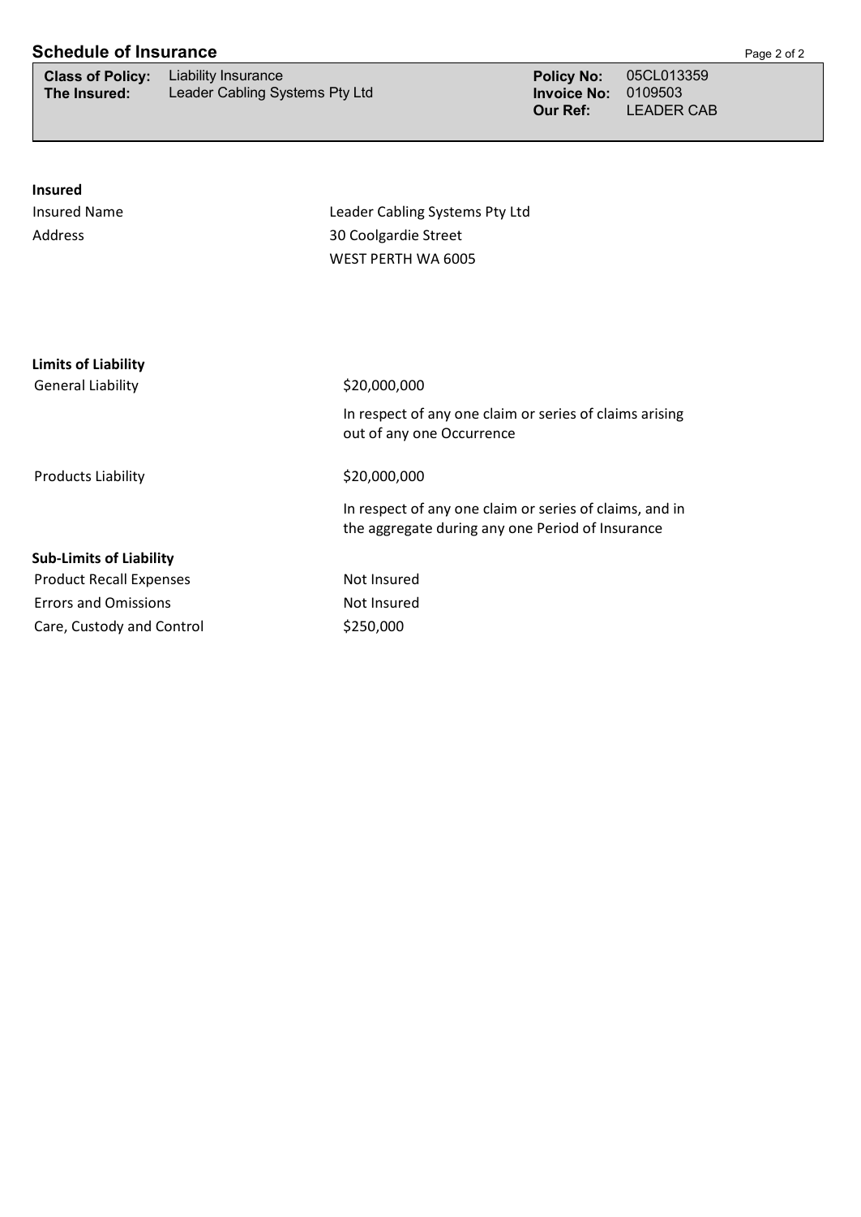## Schedule of Insurance

| | | | |
|---|---|---|---|
| **Class of Policy:** | Liability Insurance | **Policy No:** | 05CL013359 |
| **The Insured:** | Leader Cabling Systems Pty Ltd | **Invoice No:** | 0109503 |
| | | **Our Ref:** | LEADER CAB |

**Insured**

| | |
|---|---|
| Insured Name | Leader Cabling Systems Pty Ltd |
| Address | 30 Coolgardie Street<br>WEST PERTH WA 6005 |

**Limits of Liability**

| | |
|---|---|
| General Liability | \$20,000,000<br>In respect of any one claim or series of claims arising out of any one Occurrence |
| Products Liability | \$20,000,000<br>In respect of any one claim or series of claims, and in the aggregate during any one Period of Insurance |

**Sub-Limits of Liability**

| | |
|---|---|
| Product Recall Expenses | Not Insured |
| Errors and Omissions | Not Insured |
| Care, Custody and Control | \$250,000 |